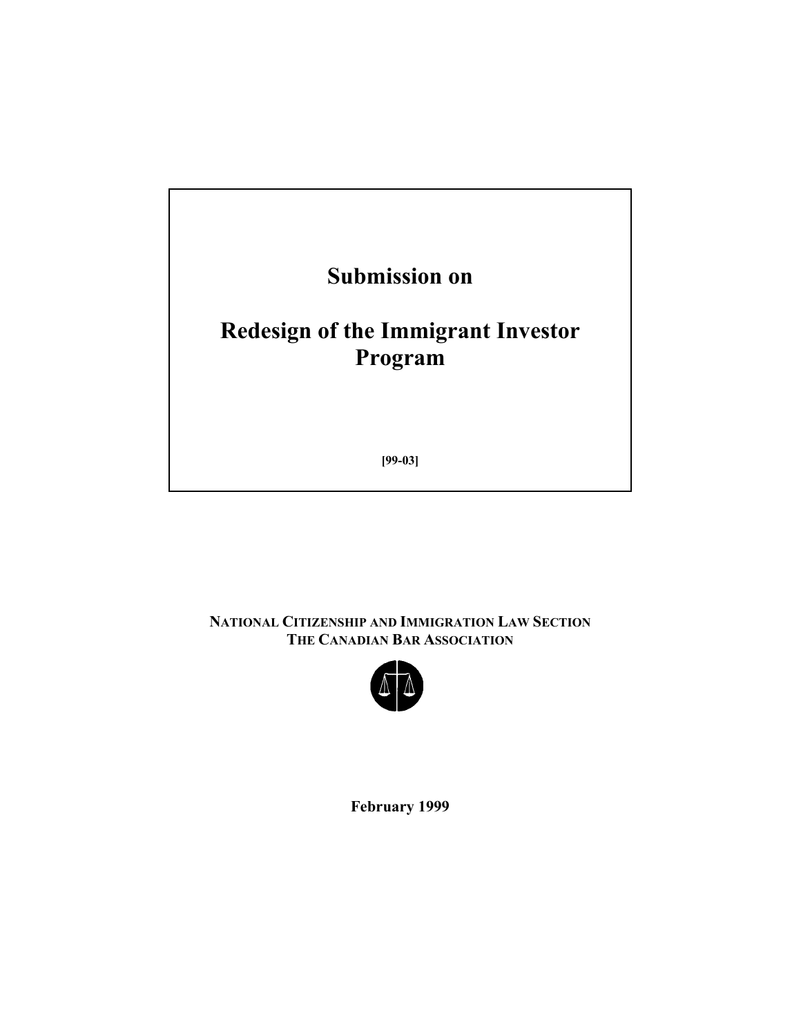# Submission on

# Redesign of the Immigrant Investor Program

**[99-03]**

**NATIONAL CITIZENSHIP AND IMMIGRATION LAW SECTION**
**THE CANADIAN BAR ASSOCIATION**

**February 1999**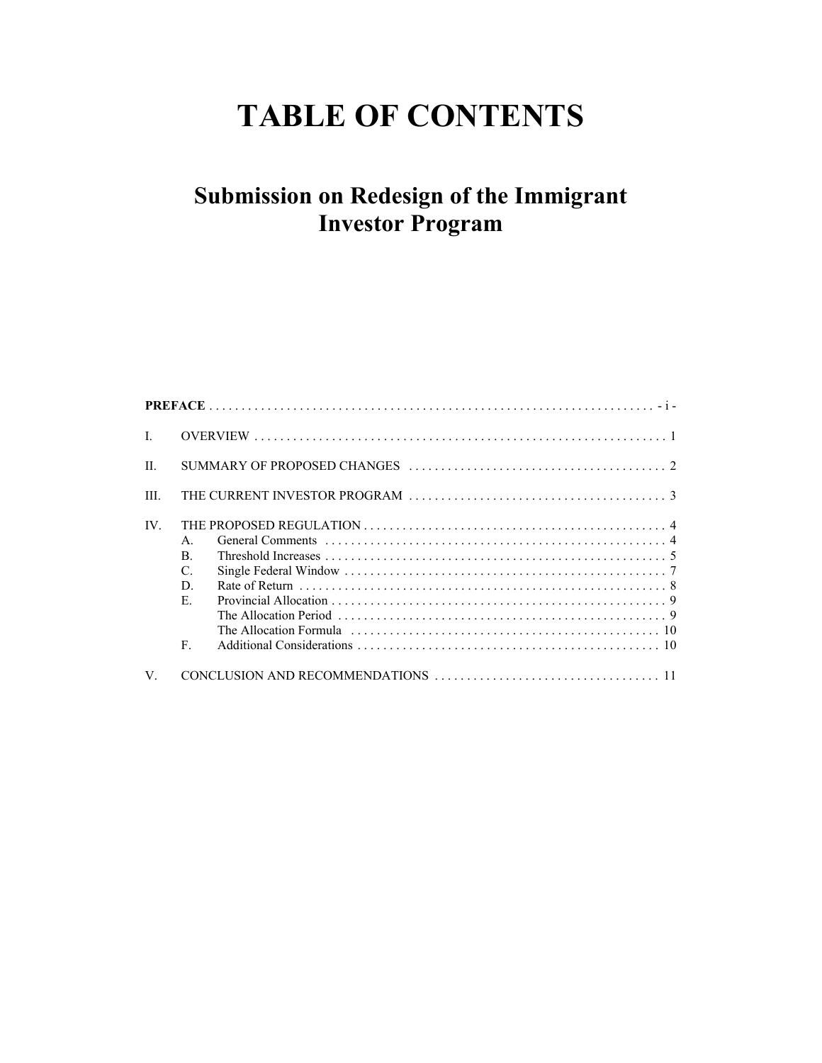# TABLE OF CONTENTS

## Submission on Redesign of the Immigrant Investor Program

**PREFACE** . . . . . . . . . . . . . . . . . . . . . . . . . . . . . . . . . . . . . . . . . . . . . . . . . . . . . . . . . . . . . . . . . . . . - i -

I. OVERVIEW . . . . . . . . . . . . . . . . . . . . . . . . . . . . . . . . . . . . . . . . . . . . . . . . . . . . . . . . . . . . . . . 1

II. SUMMARY OF PROPOSED CHANGES . . . . . . . . . . . . . . . . . . . . . . . . . . . . . . . . . . . . . . . 2

III. THE CURRENT INVESTOR PROGRAM . . . . . . . . . . . . . . . . . . . . . . . . . . . . . . . . . . . . . . . 3

IV. THE PROPOSED REGULATION . . . . . . . . . . . . . . . . . . . . . . . . . . . . . . . . . . . . . . . . . . . . . . 4
- A. General Comments . . . . . . . . . . . . . . . . . . . . . . . . . . . . . . . . . . . . . . . . . . . . . . . . . . . . . 4
- B. Threshold Increases . . . . . . . . . . . . . . . . . . . . . . . . . . . . . . . . . . . . . . . . . . . . . . . . . . . . . 5
- C. Single Federal Window . . . . . . . . . . . . . . . . . . . . . . . . . . . . . . . . . . . . . . . . . . . . . . . . . . 7
- D. Rate of Return . . . . . . . . . . . . . . . . . . . . . . . . . . . . . . . . . . . . . . . . . . . . . . . . . . . . . . . . . 8
- E. Provincial Allocation . . . . . . . . . . . . . . . . . . . . . . . . . . . . . . . . . . . . . . . . . . . . . . . . . . . . 9
  - The Allocation Period . . . . . . . . . . . . . . . . . . . . . . . . . . . . . . . . . . . . . . . . . . . . . . . . . . 9
  - The Allocation Formula . . . . . . . . . . . . . . . . . . . . . . . . . . . . . . . . . . . . . . . . . . . . . . . . 10
- F. Additional Considerations . . . . . . . . . . . . . . . . . . . . . . . . . . . . . . . . . . . . . . . . . . . . . . 10

V. CONCLUSION AND RECOMMENDATIONS . . . . . . . . . . . . . . . . . . . . . . . . . . . . . . . . . . 11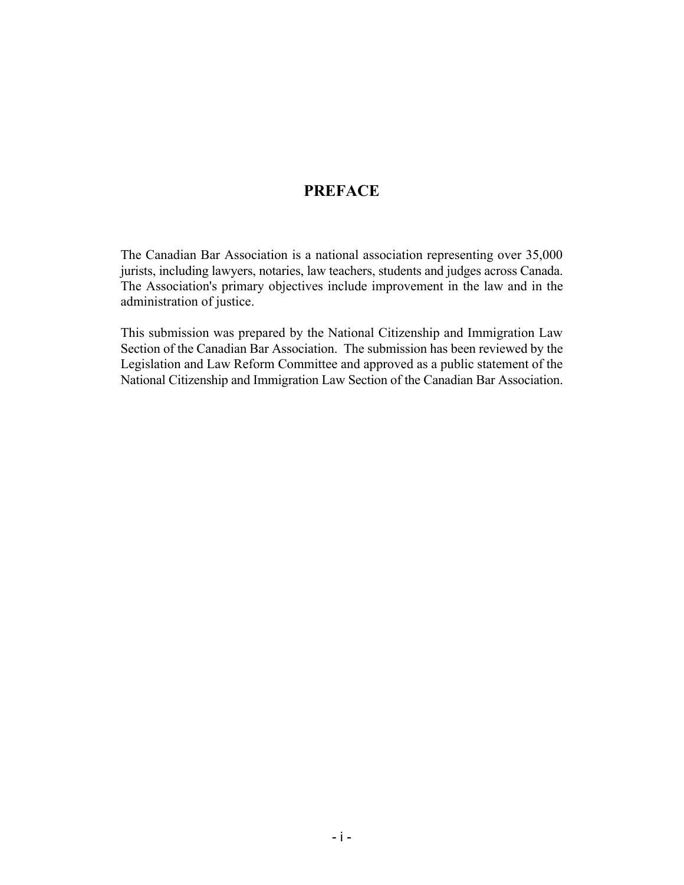# PREFACE

The Canadian Bar Association is a national association representing over 35,000 jurists, including lawyers, notaries, law teachers, students and judges across Canada. The Association's primary objectives include improvement in the law and in the administration of justice.

This submission was prepared by the National Citizenship and Immigration Law Section of the Canadian Bar Association. The submission has been reviewed by the Legislation and Law Reform Committee and approved as a public statement of the National Citizenship and Immigration Law Section of the Canadian Bar Association.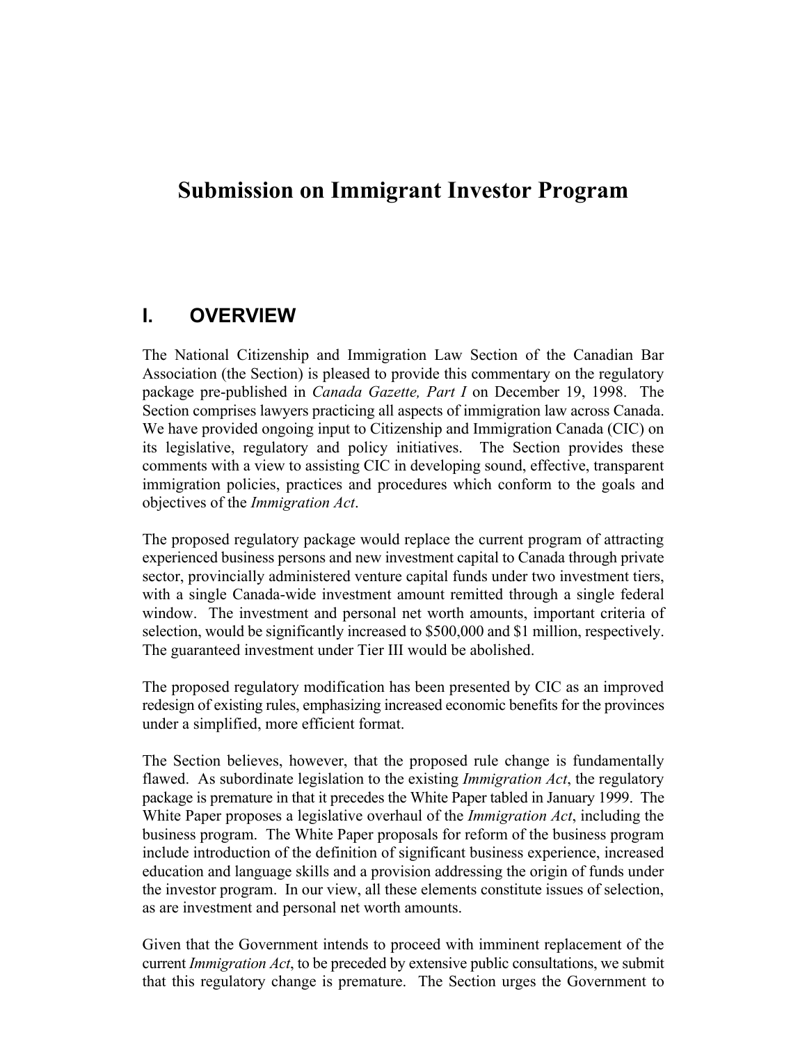# Submission on Immigrant Investor Program

## I. OVERVIEW

The National Citizenship and Immigration Law Section of the Canadian Bar Association (the Section) is pleased to provide this commentary on the regulatory package pre-published in *Canada Gazette, Part I* on December 19, 1998. The Section comprises lawyers practicing all aspects of immigration law across Canada. We have provided ongoing input to Citizenship and Immigration Canada (CIC) on its legislative, regulatory and policy initiatives. The Section provides these comments with a view to assisting CIC in developing sound, effective, transparent immigration policies, practices and procedures which conform to the goals and objectives of the *Immigration Act*.

The proposed regulatory package would replace the current program of attracting experienced business persons and new investment capital to Canada through private sector, provincially administered venture capital funds under two investment tiers, with a single Canada-wide investment amount remitted through a single federal window. The investment and personal net worth amounts, important criteria of selection, would be significantly increased to $500,000 and $1 million, respectively. The guaranteed investment under Tier III would be abolished.

The proposed regulatory modification has been presented by CIC as an improved redesign of existing rules, emphasizing increased economic benefits for the provinces under a simplified, more efficient format.

The Section believes, however, that the proposed rule change is fundamentally flawed. As subordinate legislation to the existing *Immigration Act*, the regulatory package is premature in that it precedes the White Paper tabled in January 1999. The White Paper proposes a legislative overhaul of the *Immigration Act*, including the business program. The White Paper proposals for reform of the business program include introduction of the definition of significant business experience, increased education and language skills and a provision addressing the origin of funds under the investor program. In our view, all these elements constitute issues of selection, as are investment and personal net worth amounts.

Given that the Government intends to proceed with imminent replacement of the current *Immigration Act*, to be preceded by extensive public consultations, we submit that this regulatory change is premature. The Section urges the Government to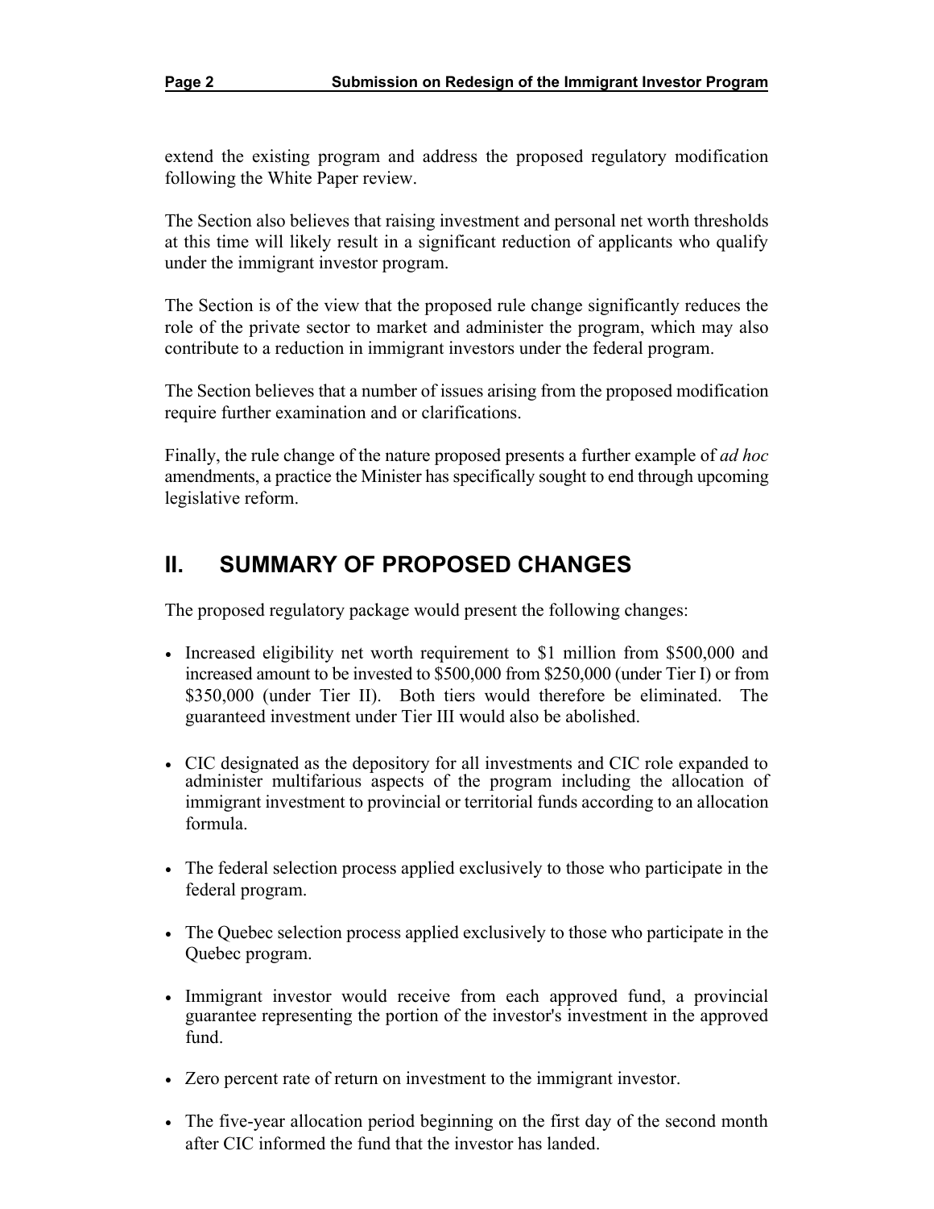extend the existing program and address the proposed regulatory modification following the White Paper review.

The Section also believes that raising investment and personal net worth thresholds at this time will likely result in a significant reduction of applicants who qualify under the immigrant investor program.

The Section is of the view that the proposed rule change significantly reduces the role of the private sector to market and administer the program, which may also contribute to a reduction in immigrant investors under the federal program.

The Section believes that a number of issues arising from the proposed modification require further examination and or clarifications.

Finally, the rule change of the nature proposed presents a further example of *ad hoc* amendments, a practice the Minister has specifically sought to end through upcoming legislative reform.

## II. SUMMARY OF PROPOSED CHANGES

The proposed regulatory package would present the following changes:

- Increased eligibility net worth requirement to $1 million from $500,000 and increased amount to be invested to $500,000 from $250,000 (under Tier I) or from $350,000 (under Tier II). Both tiers would therefore be eliminated. The guaranteed investment under Tier III would also be abolished.
- CIC designated as the depository for all investments and CIC role expanded to administer multifarious aspects of the program including the allocation of immigrant investment to provincial or territorial funds according to an allocation formula.
- The federal selection process applied exclusively to those who participate in the federal program.
- The Quebec selection process applied exclusively to those who participate in the Quebec program.
- Immigrant investor would receive from each approved fund, a provincial guarantee representing the portion of the investor's investment in the approved fund.
- Zero percent rate of return on investment to the immigrant investor.
- The five-year allocation period beginning on the first day of the second month after CIC informed the fund that the investor has landed.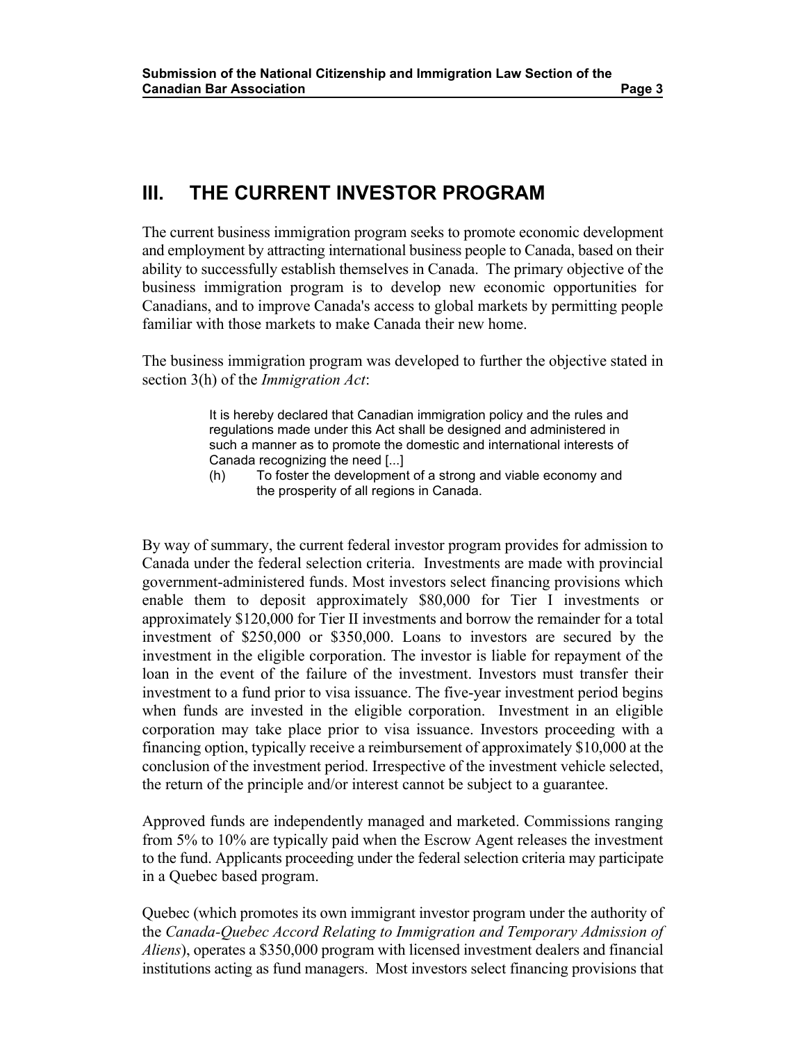## III. THE CURRENT INVESTOR PROGRAM

The current business immigration program seeks to promote economic development and employment by attracting international business people to Canada, based on their ability to successfully establish themselves in Canada. The primary objective of the business immigration program is to develop new economic opportunities for Canadians, and to improve Canada's access to global markets by permitting people familiar with those markets to make Canada their new home.

The business immigration program was developed to further the objective stated in section 3(h) of the *Immigration Act*:

> It is hereby declared that Canadian immigration policy and the rules and regulations made under this Act shall be designed and administered in such a manner as to promote the domestic and international interests of Canada recognizing the need [...]
>
> (h) To foster the development of a strong and viable economy and the prosperity of all regions in Canada.

By way of summary, the current federal investor program provides for admission to Canada under the federal selection criteria. Investments are made with provincial government-administered funds. Most investors select financing provisions which enable them to deposit approximately $80,000 for Tier I investments or approximately $120,000 for Tier II investments and borrow the remainder for a total investment of $250,000 or $350,000. Loans to investors are secured by the investment in the eligible corporation. The investor is liable for repayment of the loan in the event of the failure of the investment. Investors must transfer their investment to a fund prior to visa issuance. The five-year investment period begins when funds are invested in the eligible corporation. Investment in an eligible corporation may take place prior to visa issuance. Investors proceeding with a financing option, typically receive a reimbursement of approximately $10,000 at the conclusion of the investment period. Irrespective of the investment vehicle selected, the return of the principle and/or interest cannot be subject to a guarantee.

Approved funds are independently managed and marketed. Commissions ranging from 5% to 10% are typically paid when the Escrow Agent releases the investment to the fund. Applicants proceeding under the federal selection criteria may participate in a Quebec based program.

Quebec (which promotes its own immigrant investor program under the authority of the *Canada-Quebec Accord Relating to Immigration and Temporary Admission of Aliens*), operates a $350,000 program with licensed investment dealers and financial institutions acting as fund managers. Most investors select financing provisions that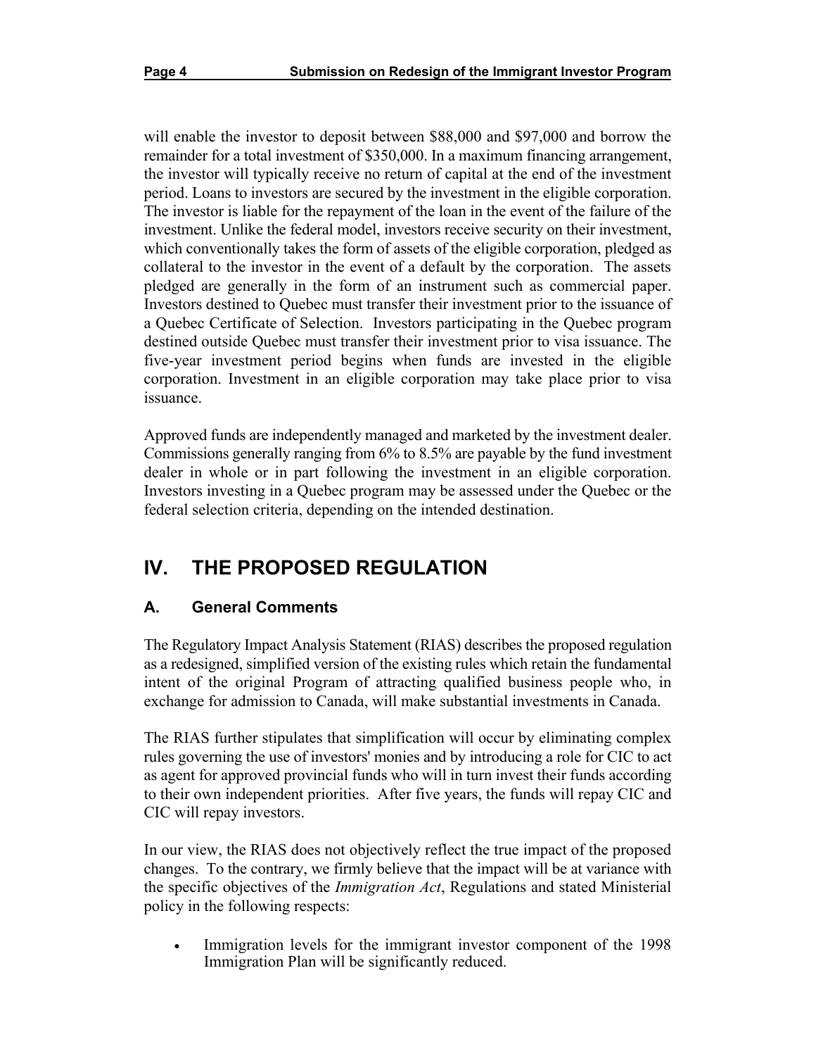will enable the investor to deposit between $88,000 and $97,000 and borrow the remainder for a total investment of $350,000. In a maximum financing arrangement, the investor will typically receive no return of capital at the end of the investment period. Loans to investors are secured by the investment in the eligible corporation. The investor is liable for the repayment of the loan in the event of the failure of the investment. Unlike the federal model, investors receive security on their investment, which conventionally takes the form of assets of the eligible corporation, pledged as collateral to the investor in the event of a default by the corporation. The assets pledged are generally in the form of an instrument such as commercial paper. Investors destined to Quebec must transfer their investment prior to the issuance of a Quebec Certificate of Selection. Investors participating in the Quebec program destined outside Quebec must transfer their investment prior to visa issuance. The five-year investment period begins when funds are invested in the eligible corporation. Investment in an eligible corporation may take place prior to visa issuance.

Approved funds are independently managed and marketed by the investment dealer. Commissions generally ranging from 6% to 8.5% are payable by the fund investment dealer in whole or in part following the investment in an eligible corporation. Investors investing in a Quebec program may be assessed under the Quebec or the federal selection criteria, depending on the intended destination.

# IV. THE PROPOSED REGULATION

## A. General Comments

The Regulatory Impact Analysis Statement (RIAS) describes the proposed regulation as a redesigned, simplified version of the existing rules which retain the fundamental intent of the original Program of attracting qualified business people who, in exchange for admission to Canada, will make substantial investments in Canada.

The RIAS further stipulates that simplification will occur by eliminating complex rules governing the use of investors' monies and by introducing a role for CIC to act as agent for approved provincial funds who will in turn invest their funds according to their own independent priorities. After five years, the funds will repay CIC and CIC will repay investors.

In our view, the RIAS does not objectively reflect the true impact of the proposed changes. To the contrary, we firmly believe that the impact will be at variance with the specific objectives of the *Immigration Act*, Regulations and stated Ministerial policy in the following respects:

- Immigration levels for the immigrant investor component of the 1998 Immigration Plan will be significantly reduced.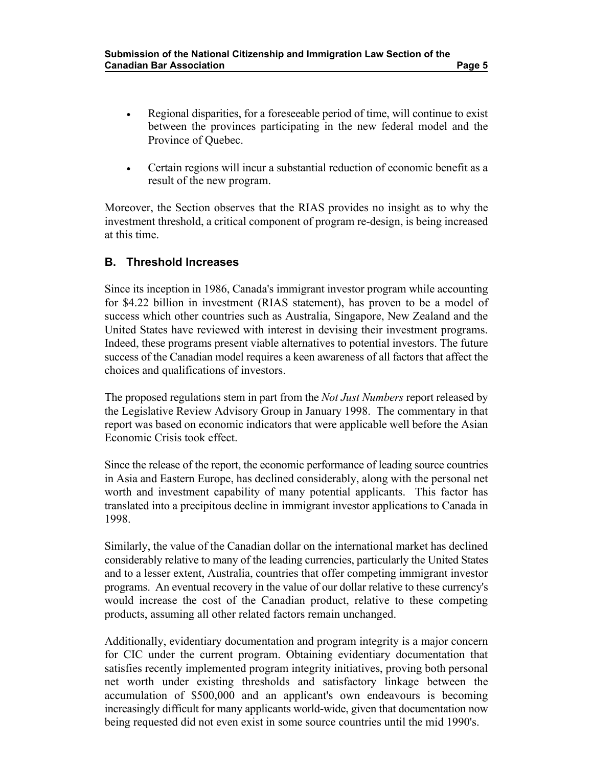- Regional disparities, for a foreseeable period of time, will continue to exist between the provinces participating in the new federal model and the Province of Quebec.
- Certain regions will incur a substantial reduction of economic benefit as a result of the new program.

Moreover, the Section observes that the RIAS provides no insight as to why the investment threshold, a critical component of program re-design, is being increased at this time.

## B. Threshold Increases

Since its inception in 1986, Canada's immigrant investor program while accounting for $4.22 billion in investment (RIAS statement), has proven to be a model of success which other countries such as Australia, Singapore, New Zealand and the United States have reviewed with interest in devising their investment programs. Indeed, these programs present viable alternatives to potential investors. The future success of the Canadian model requires a keen awareness of all factors that affect the choices and qualifications of investors.

The proposed regulations stem in part from the *Not Just Numbers* report released by the Legislative Review Advisory Group in January 1998. The commentary in that report was based on economic indicators that were applicable well before the Asian Economic Crisis took effect.

Since the release of the report, the economic performance of leading source countries in Asia and Eastern Europe, has declined considerably, along with the personal net worth and investment capability of many potential applicants. This factor has translated into a precipitous decline in immigrant investor applications to Canada in 1998.

Similarly, the value of the Canadian dollar on the international market has declined considerably relative to many of the leading currencies, particularly the United States and to a lesser extent, Australia, countries that offer competing immigrant investor programs. An eventual recovery in the value of our dollar relative to these currency's would increase the cost of the Canadian product, relative to these competing products, assuming all other related factors remain unchanged.

Additionally, evidentiary documentation and program integrity is a major concern for CIC under the current program. Obtaining evidentiary documentation that satisfies recently implemented program integrity initiatives, proving both personal net worth under existing thresholds and satisfactory linkage between the accumulation of $500,000 and an applicant's own endeavours is becoming increasingly difficult for many applicants world-wide, given that documentation now being requested did not even exist in some source countries until the mid 1990's.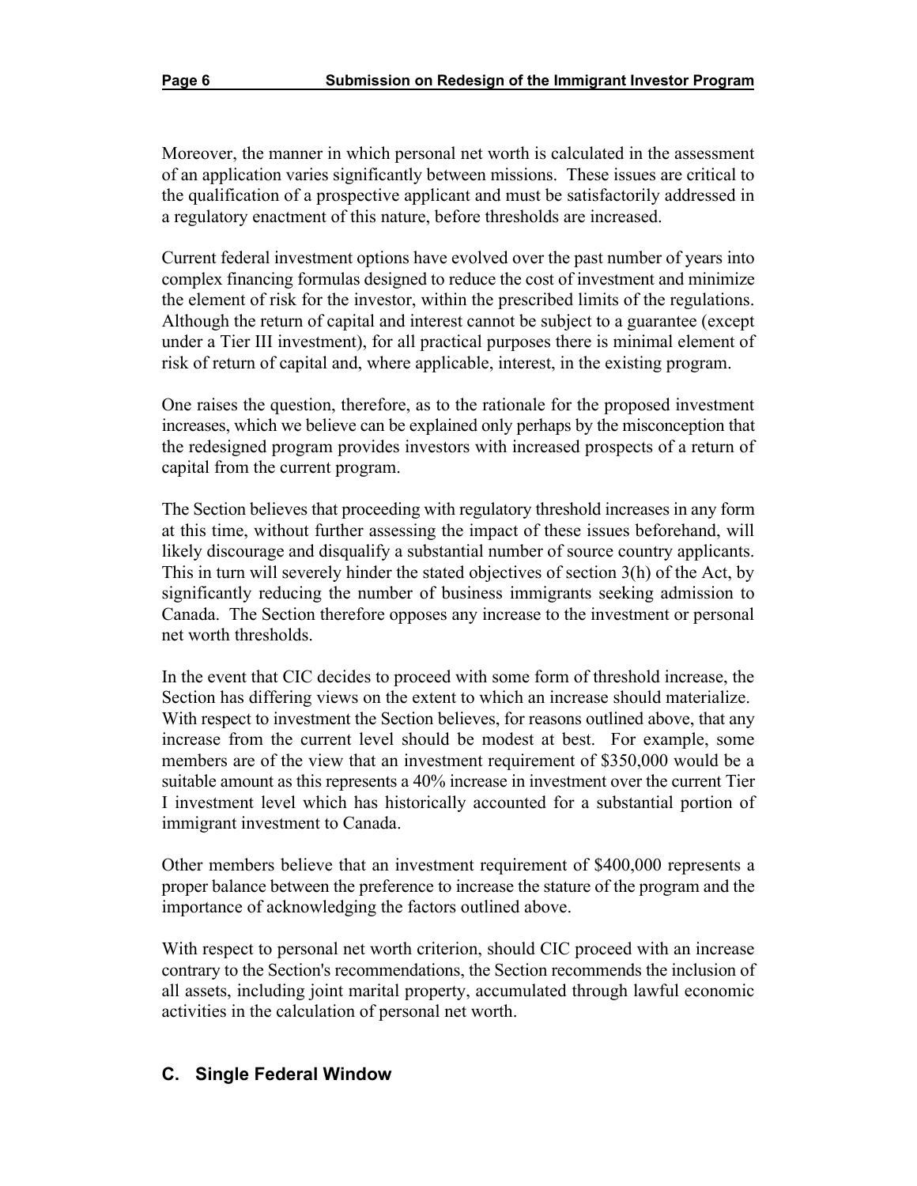Moreover, the manner in which personal net worth is calculated in the assessment of an application varies significantly between missions. These issues are critical to the qualification of a prospective applicant and must be satisfactorily addressed in a regulatory enactment of this nature, before thresholds are increased.

Current federal investment options have evolved over the past number of years into complex financing formulas designed to reduce the cost of investment and minimize the element of risk for the investor, within the prescribed limits of the regulations. Although the return of capital and interest cannot be subject to a guarantee (except under a Tier III investment), for all practical purposes there is minimal element of risk of return of capital and, where applicable, interest, in the existing program.

One raises the question, therefore, as to the rationale for the proposed investment increases, which we believe can be explained only perhaps by the misconception that the redesigned program provides investors with increased prospects of a return of capital from the current program.

The Section believes that proceeding with regulatory threshold increases in any form at this time, without further assessing the impact of these issues beforehand, will likely discourage and disqualify a substantial number of source country applicants. This in turn will severely hinder the stated objectives of section 3(h) of the Act, by significantly reducing the number of business immigrants seeking admission to Canada. The Section therefore opposes any increase to the investment or personal net worth thresholds.

In the event that CIC decides to proceed with some form of threshold increase, the Section has differing views on the extent to which an increase should materialize. With respect to investment the Section believes, for reasons outlined above, that any increase from the current level should be modest at best. For example, some members are of the view that an investment requirement of $350,000 would be a suitable amount as this represents a 40% increase in investment over the current Tier I investment level which has historically accounted for a substantial portion of immigrant investment to Canada.

Other members believe that an investment requirement of $400,000 represents a proper balance between the preference to increase the stature of the program and the importance of acknowledging the factors outlined above.

With respect to personal net worth criterion, should CIC proceed with an increase contrary to the Section's recommendations, the Section recommends the inclusion of all assets, including joint marital property, accumulated through lawful economic activities in the calculation of personal net worth.

## C. Single Federal Window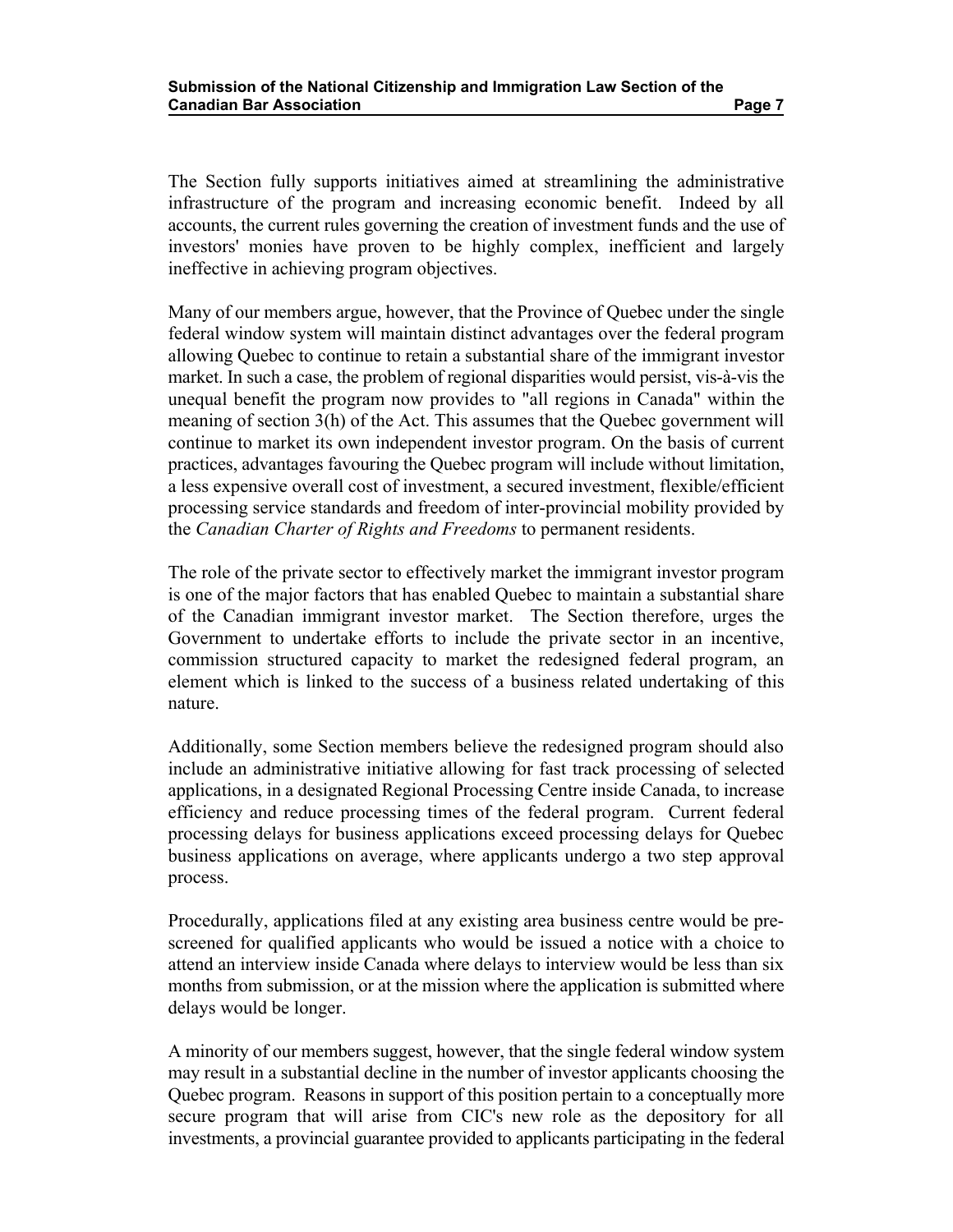The Section fully supports initiatives aimed at streamlining the administrative infrastructure of the program and increasing economic benefit. Indeed by all accounts, the current rules governing the creation of investment funds and the use of investors' monies have proven to be highly complex, inefficient and largely ineffective in achieving program objectives.

Many of our members argue, however, that the Province of Quebec under the single federal window system will maintain distinct advantages over the federal program allowing Quebec to continue to retain a substantial share of the immigrant investor market. In such a case, the problem of regional disparities would persist, vis-à-vis the unequal benefit the program now provides to "all regions in Canada" within the meaning of section 3(h) of the Act. This assumes that the Quebec government will continue to market its own independent investor program. On the basis of current practices, advantages favouring the Quebec program will include without limitation, a less expensive overall cost of investment, a secured investment, flexible/efficient processing service standards and freedom of inter-provincial mobility provided by the *Canadian Charter of Rights and Freedoms* to permanent residents.

The role of the private sector to effectively market the immigrant investor program is one of the major factors that has enabled Quebec to maintain a substantial share of the Canadian immigrant investor market. The Section therefore, urges the Government to undertake efforts to include the private sector in an incentive, commission structured capacity to market the redesigned federal program, an element which is linked to the success of a business related undertaking of this nature.

Additionally, some Section members believe the redesigned program should also include an administrative initiative allowing for fast track processing of selected applications, in a designated Regional Processing Centre inside Canada, to increase efficiency and reduce processing times of the federal program. Current federal processing delays for business applications exceed processing delays for Quebec business applications on average, where applicants undergo a two step approval process.

Procedurally, applications filed at any existing area business centre would be pre-screened for qualified applicants who would be issued a notice with a choice to attend an interview inside Canada where delays to interview would be less than six months from submission, or at the mission where the application is submitted where delays would be longer.

A minority of our members suggest, however, that the single federal window system may result in a substantial decline in the number of investor applicants choosing the Quebec program. Reasons in support of this position pertain to a conceptually more secure program that will arise from CIC's new role as the depository for all investments, a provincial guarantee provided to applicants participating in the federal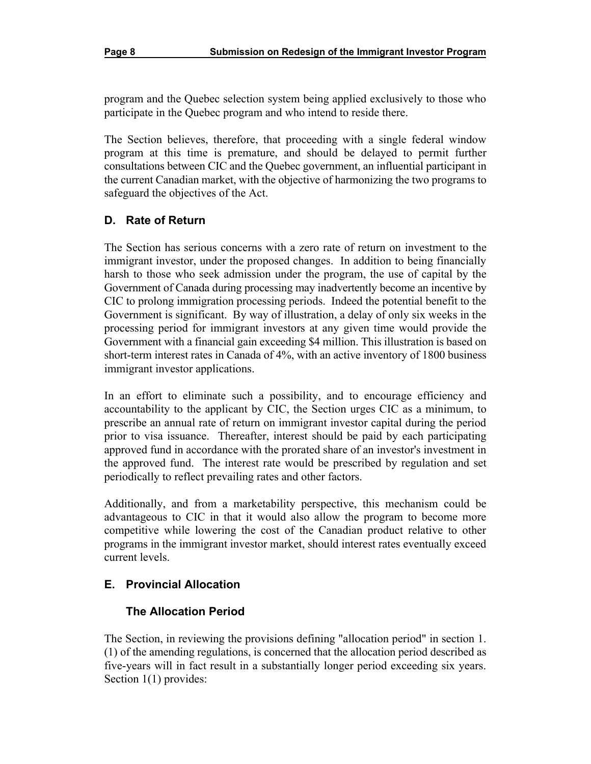program and the Quebec selection system being applied exclusively to those who participate in the Quebec program and who intend to reside there.

The Section believes, therefore, that proceeding with a single federal window program at this time is premature, and should be delayed to permit further consultations between CIC and the Quebec government, an influential participant in the current Canadian market, with the objective of harmonizing the two programs to safeguard the objectives of the Act.

## D. Rate of Return

The Section has serious concerns with a zero rate of return on investment to the immigrant investor, under the proposed changes. In addition to being financially harsh to those who seek admission under the program, the use of capital by the Government of Canada during processing may inadvertently become an incentive by CIC to prolong immigration processing periods. Indeed the potential benefit to the Government is significant. By way of illustration, a delay of only six weeks in the processing period for immigrant investors at any given time would provide the Government with a financial gain exceeding $4 million. This illustration is based on short-term interest rates in Canada of 4%, with an active inventory of 1800 business immigrant investor applications.

In an effort to eliminate such a possibility, and to encourage efficiency and accountability to the applicant by CIC, the Section urges CIC as a minimum, to prescribe an annual rate of return on immigrant investor capital during the period prior to visa issuance. Thereafter, interest should be paid by each participating approved fund in accordance with the prorated share of an investor's investment in the approved fund. The interest rate would be prescribed by regulation and set periodically to reflect prevailing rates and other factors.

Additionally, and from a marketability perspective, this mechanism could be advantageous to CIC in that it would also allow the program to become more competitive while lowering the cost of the Canadian product relative to other programs in the immigrant investor market, should interest rates eventually exceed current levels.

## E. Provincial Allocation

### The Allocation Period

The Section, in reviewing the provisions defining "allocation period" in section 1.(1) of the amending regulations, is concerned that the allocation period described as five-years will in fact result in a substantially longer period exceeding six years. Section 1(1) provides: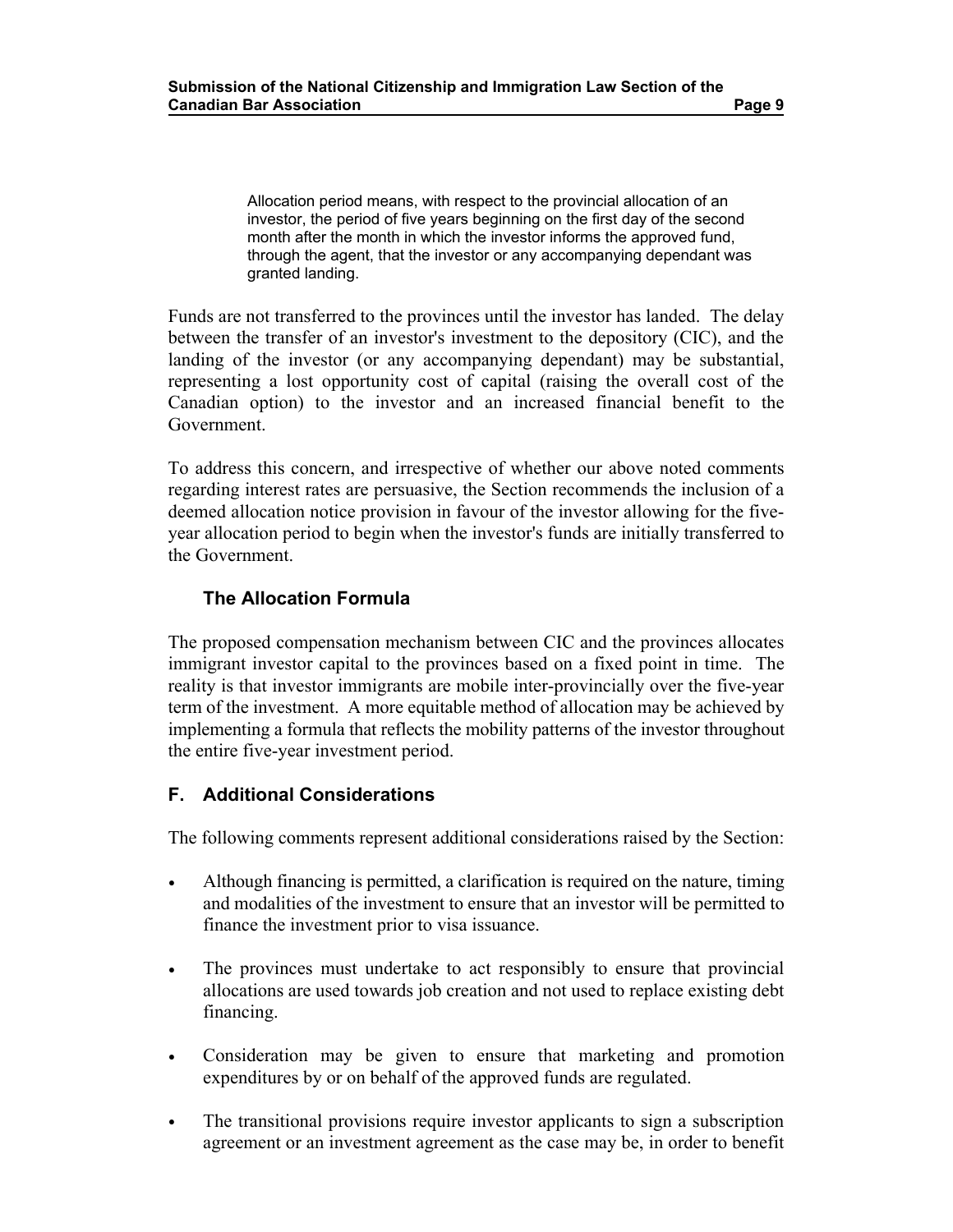> Allocation period means, with respect to the provincial allocation of an investor, the period of five years beginning on the first day of the second month after the month in which the investor informs the approved fund, through the agent, that the investor or any accompanying dependant was granted landing.

Funds are not transferred to the provinces until the investor has landed. The delay between the transfer of an investor's investment to the depository (CIC), and the landing of the investor (or any accompanying dependant) may be substantial, representing a lost opportunity cost of capital (raising the overall cost of the Canadian option) to the investor and an increased financial benefit to the Government.

To address this concern, and irrespective of whether our above noted comments regarding interest rates are persuasive, the Section recommends the inclusion of a deemed allocation notice provision in favour of the investor allowing for the five-year allocation period to begin when the investor's funds are initially transferred to the Government.

### The Allocation Formula

The proposed compensation mechanism between CIC and the provinces allocates immigrant investor capital to the provinces based on a fixed point in time. The reality is that investor immigrants are mobile inter-provincially over the five-year term of the investment. A more equitable method of allocation may be achieved by implementing a formula that reflects the mobility patterns of the investor throughout the entire five-year investment period.

## F. Additional Considerations

The following comments represent additional considerations raised by the Section:

- Although financing is permitted, a clarification is required on the nature, timing and modalities of the investment to ensure that an investor will be permitted to finance the investment prior to visa issuance.
- The provinces must undertake to act responsibly to ensure that provincial allocations are used towards job creation and not used to replace existing debt financing.
- Consideration may be given to ensure that marketing and promotion expenditures by or on behalf of the approved funds are regulated.
- The transitional provisions require investor applicants to sign a subscription agreement or an investment agreement as the case may be, in order to benefit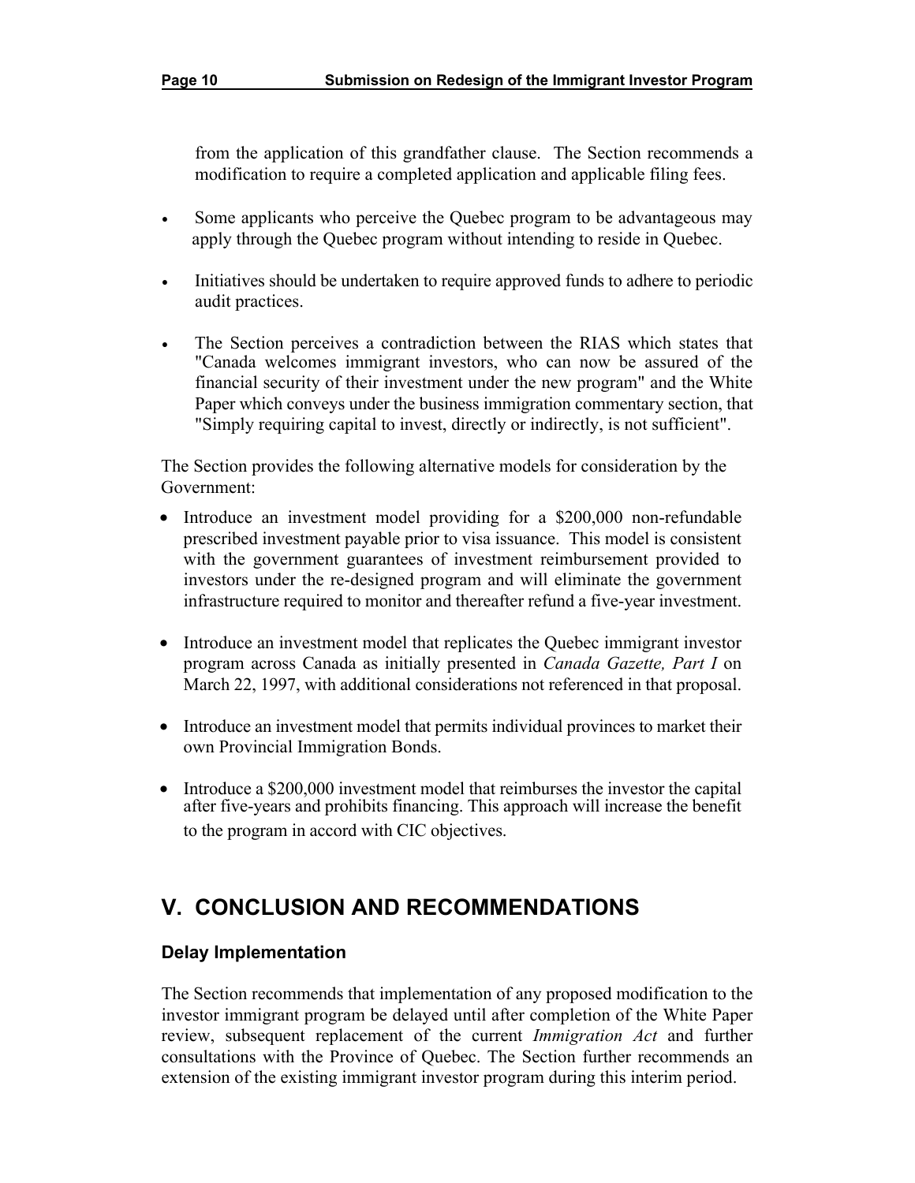from the application of this grandfather clause. The Section recommends a modification to require a completed application and applicable filing fees.

- Some applicants who perceive the Quebec program to be advantageous may apply through the Quebec program without intending to reside in Quebec.
- Initiatives should be undertaken to require approved funds to adhere to periodic audit practices.
- The Section perceives a contradiction between the RIAS which states that "Canada welcomes immigrant investors, who can now be assured of the financial security of their investment under the new program" and the White Paper which conveys under the business immigration commentary section, that "Simply requiring capital to invest, directly or indirectly, is not sufficient".

The Section provides the following alternative models for consideration by the Government:

- Introduce an investment model providing for a $200,000 non-refundable prescribed investment payable prior to visa issuance. This model is consistent with the government guarantees of investment reimbursement provided to investors under the re-designed program and will eliminate the government infrastructure required to monitor and thereafter refund a five-year investment.
- Introduce an investment model that replicates the Quebec immigrant investor program across Canada as initially presented in *Canada Gazette, Part I* on March 22, 1997, with additional considerations not referenced in that proposal.
- Introduce an investment model that permits individual provinces to market their own Provincial Immigration Bonds.
- Introduce a $200,000 investment model that reimburses the investor the capital after five-years and prohibits financing. This approach will increase the benefit to the program in accord with CIC objectives.

## V. CONCLUSION AND RECOMMENDATIONS

### Delay Implementation

The Section recommends that implementation of any proposed modification to the investor immigrant program be delayed until after completion of the White Paper review, subsequent replacement of the current *Immigration Act* and further consultations with the Province of Quebec. The Section further recommends an extension of the existing immigrant investor program during this interim period.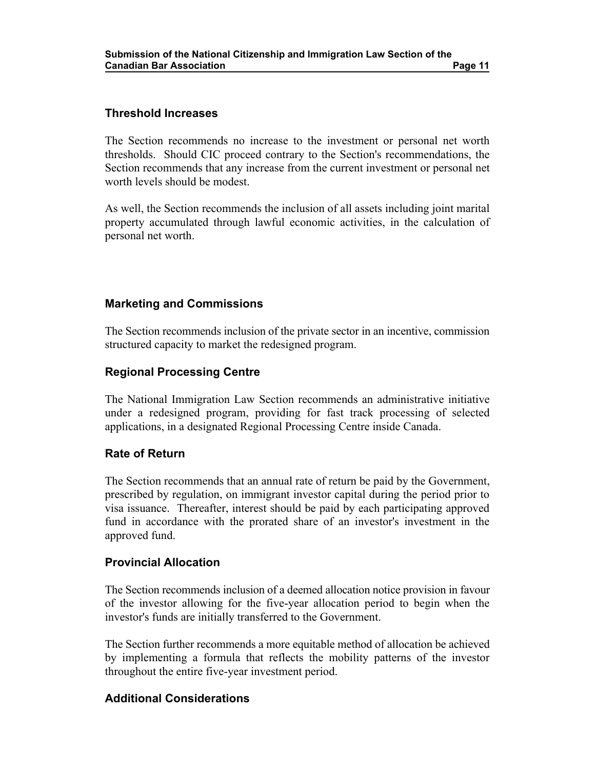## Threshold Increases

The Section recommends no increase to the investment or personal net worth thresholds. Should CIC proceed contrary to the Section's recommendations, the Section recommends that any increase from the current investment or personal net worth levels should be modest.

As well, the Section recommends the inclusion of all assets including joint marital property accumulated through lawful economic activities, in the calculation of personal net worth.

## Marketing and Commissions

The Section recommends inclusion of the private sector in an incentive, commission structured capacity to market the redesigned program.

## Regional Processing Centre

The National Immigration Law Section recommends an administrative initiative under a redesigned program, providing for fast track processing of selected applications, in a designated Regional Processing Centre inside Canada.

## Rate of Return

The Section recommends that an annual rate of return be paid by the Government, prescribed by regulation, on immigrant investor capital during the period prior to visa issuance. Thereafter, interest should be paid by each participating approved fund in accordance with the prorated share of an investor's investment in the approved fund.

## Provincial Allocation

The Section recommends inclusion of a deemed allocation notice provision in favour of the investor allowing for the five-year allocation period to begin when the investor's funds are initially transferred to the Government.

The Section further recommends a more equitable method of allocation be achieved by implementing a formula that reflects the mobility patterns of the investor throughout the entire five-year investment period.

## Additional Considerations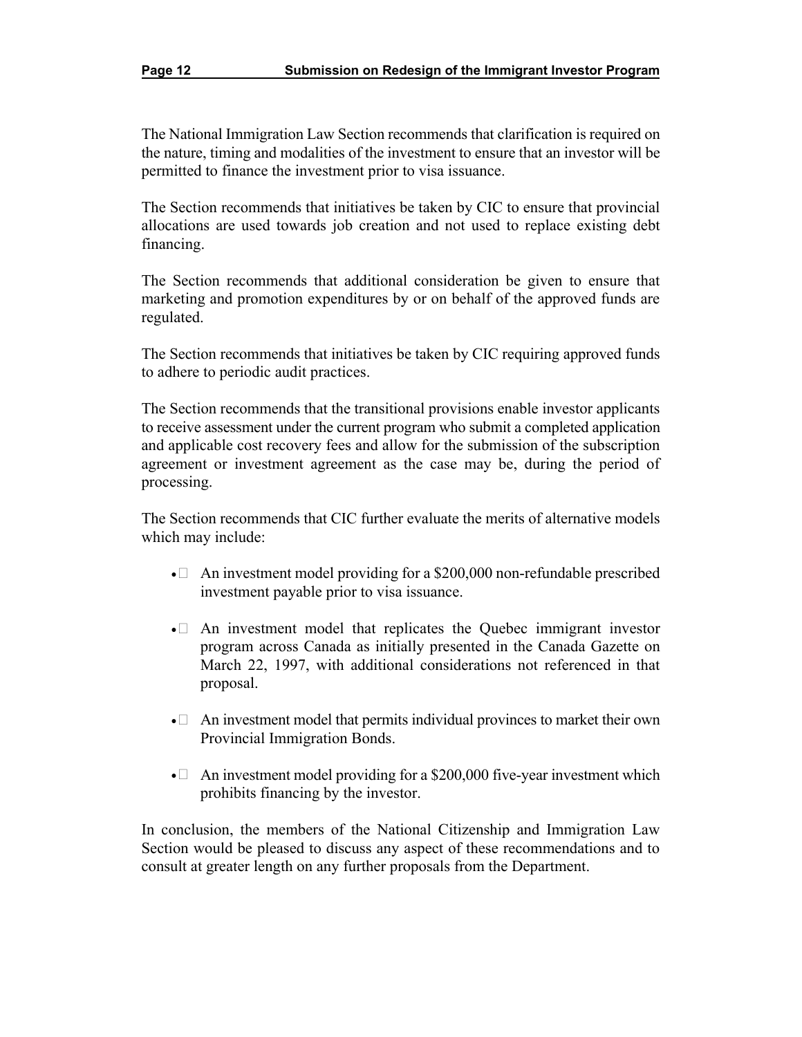The National Immigration Law Section recommends that clarification is required on the nature, timing and modalities of the investment to ensure that an investor will be permitted to finance the investment prior to visa issuance.

The Section recommends that initiatives be taken by CIC to ensure that provincial allocations are used towards job creation and not used to replace existing debt financing.

The Section recommends that additional consideration be given to ensure that marketing and promotion expenditures by or on behalf of the approved funds are regulated.

The Section recommends that initiatives be taken by CIC requiring approved funds to adhere to periodic audit practices.

The Section recommends that the transitional provisions enable investor applicants to receive assessment under the current program who submit a completed application and applicable cost recovery fees and allow for the submission of the subscription agreement or investment agreement as the case may be, during the period of processing.

The Section recommends that CIC further evaluate the merits of alternative models which may include:

- An investment model providing for a $200,000 non-refundable prescribed investment payable prior to visa issuance.
- An investment model that replicates the Quebec immigrant investor program across Canada as initially presented in the Canada Gazette on March 22, 1997, with additional considerations not referenced in that proposal.
- An investment model that permits individual provinces to market their own Provincial Immigration Bonds.
- An investment model providing for a $200,000 five-year investment which prohibits financing by the investor.

In conclusion, the members of the National Citizenship and Immigration Law Section would be pleased to discuss any aspect of these recommendations and to consult at greater length on any further proposals from the Department.